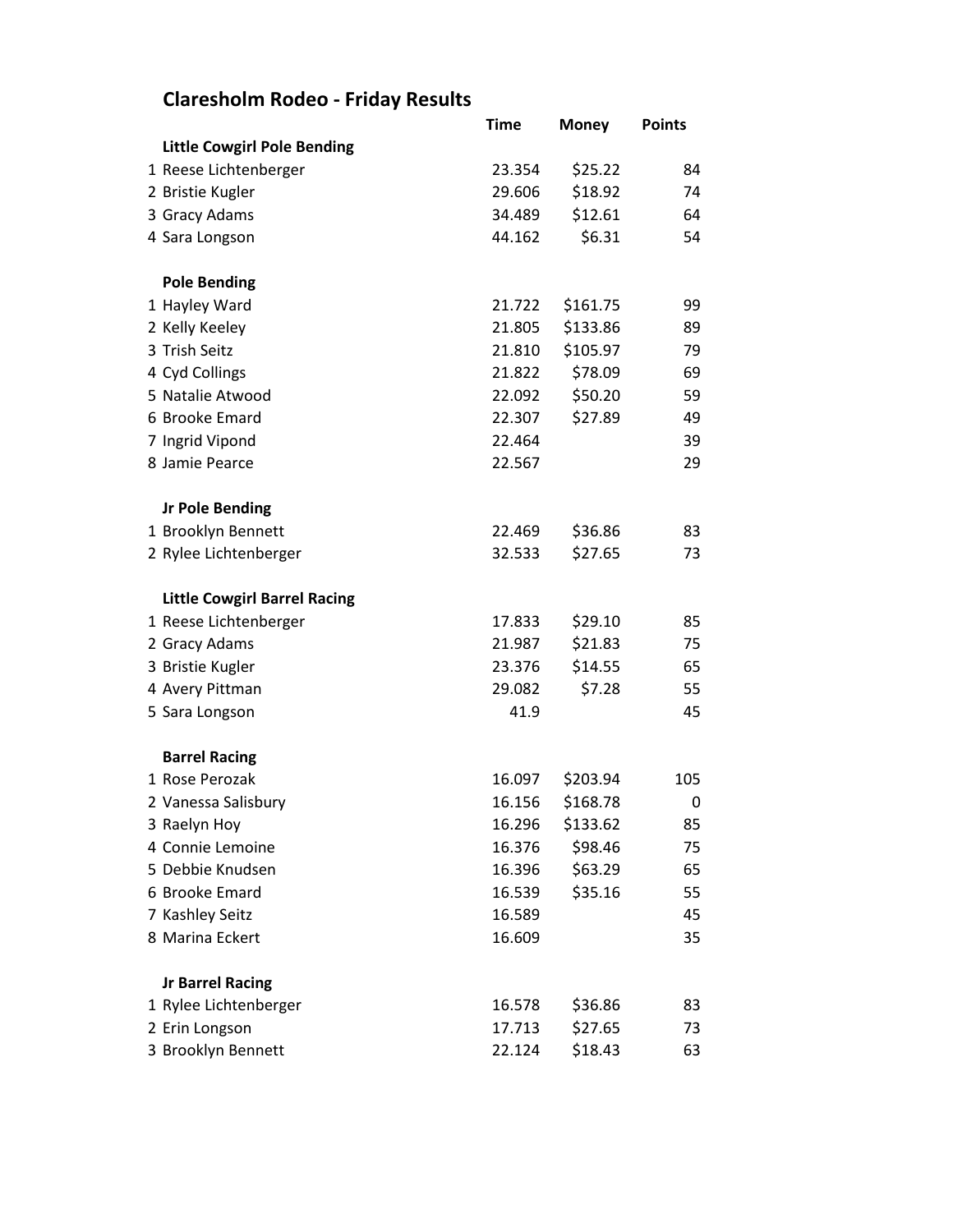# Claresholm Rodeo - Friday Results

| | | Time | Money | Points |
|---|---|---|---|---|
| | **Little Cowgirl Pole Bending** | | | |
| 1 | Reese Lichtenberger | 23.354 | $25.22 | 84 |
| 2 | Bristie Kugler | 29.606 | $18.92 | 74 |
| 3 | Gracy Adams | 34.489 | $12.61 | 64 |
| 4 | Sara Longson | 44.162 | $6.31 | 54 |
| | | | | |
| | **Pole Bending** | | | |
| 1 | Hayley Ward | 21.722 | $161.75 | 99 |
| 2 | Kelly Keeley | 21.805 | $133.86 | 89 |
| 3 | Trish Seitz | 21.810 | $105.97 | 79 |
| 4 | Cyd Collings | 21.822 | $78.09 | 69 |
| 5 | Natalie Atwood | 22.092 | $50.20 | 59 |
| 6 | Brooke Emard | 22.307 | $27.89 | 49 |
| 7 | Ingrid Vipond | 22.464 | | 39 |
| 8 | Jamie Pearce | 22.567 | | 29 |
| | | | | |
| | **Jr Pole Bending** | | | |
| 1 | Brooklyn Bennett | 22.469 | $36.86 | 83 |
| 2 | Rylee Lichtenberger | 32.533 | $27.65 | 73 |
| | | | | |
| | **Little Cowgirl Barrel Racing** | | | |
| 1 | Reese Lichtenberger | 17.833 | $29.10 | 85 |
| 2 | Gracy Adams | 21.987 | $21.83 | 75 |
| 3 | Bristie Kugler | 23.376 | $14.55 | 65 |
| 4 | Avery Pittman | 29.082 | $7.28 | 55 |
| 5 | Sara Longson | 41.9 | | 45 |
| | | | | |
| | **Barrel Racing** | | | |
| 1 | Rose Perozak | 16.097 | $203.94 | 105 |
| 2 | Vanessa Salisbury | 16.156 | $168.78 | 0 |
| 3 | Raelyn Hoy | 16.296 | $133.62 | 85 |
| 4 | Connie Lemoine | 16.376 | $98.46 | 75 |
| 5 | Debbie Knudsen | 16.396 | $63.29 | 65 |
| 6 | Brooke Emard | 16.539 | $35.16 | 55 |
| 7 | Kashley Seitz | 16.589 | | 45 |
| 8 | Marina Eckert | 16.609 | | 35 |
| | | | | |
| | **Jr Barrel Racing** | | | |
| 1 | Rylee Lichtenberger | 16.578 | $36.86 | 83 |
| 2 | Erin Longson | 17.713 | $27.65 | 73 |
| 3 | Brooklyn Bennett | 22.124 | $18.43 | 63 |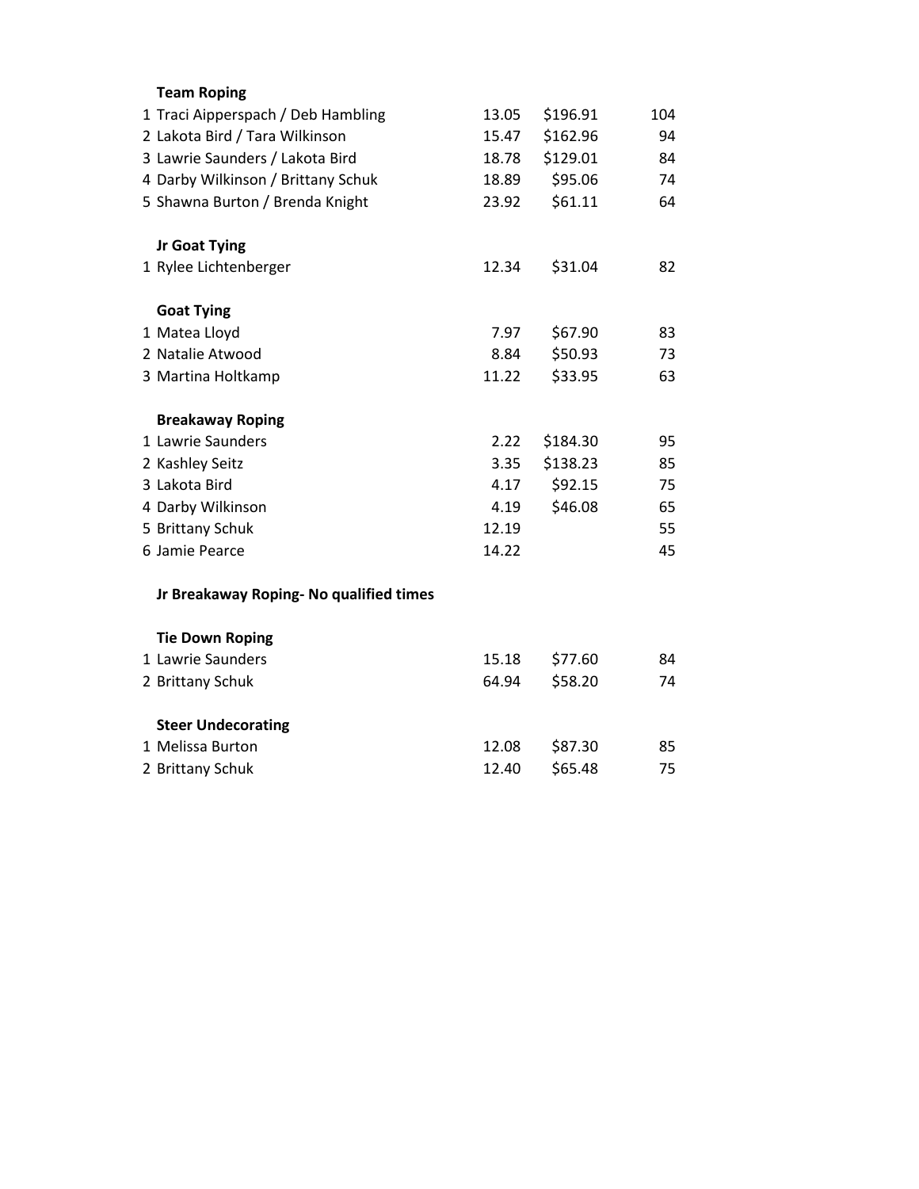**Team Roping**

| | | | | |
|---|---|---|---|---|
| 1 | Traci Aipperspach / Deb Hambling | 13.05 | $196.91 | 104 |
| 2 | Lakota Bird / Tara Wilkinson | 15.47 | $162.96 | 94 |
| 3 | Lawrie Saunders / Lakota Bird | 18.78 | $129.01 | 84 |
| 4 | Darby Wilkinson / Brittany Schuk | 18.89 | $95.06 | 74 |
| 5 | Shawna Burton / Brenda Knight | 23.92 | $61.11 | 64 |

**Jr Goat Tying**

| | | | | |
|---|---|---|---|---|
| 1 | Rylee Lichtenberger | 12.34 | $31.04 | 82 |

**Goat Tying**

| | | | | |
|---|---|---|---|---|
| 1 | Matea Lloyd | 7.97 | $67.90 | 83 |
| 2 | Natalie Atwood | 8.84 | $50.93 | 73 |
| 3 | Martina Holtkamp | 11.22 | $33.95 | 63 |

**Breakaway Roping**

| | | | | |
|---|---|---|---|---|
| 1 | Lawrie Saunders | 2.22 | $184.30 | 95 |
| 2 | Kashley Seitz | 3.35 | $138.23 | 85 |
| 3 | Lakota Bird | 4.17 | $92.15 | 75 |
| 4 | Darby Wilkinson | 4.19 | $46.08 | 65 |
| 5 | Brittany Schuk | 12.19 | | 55 |
| 6 | Jamie Pearce | 14.22 | | 45 |

**Jr Breakaway Roping- No qualified times**

**Tie Down Roping**

| | | | | |
|---|---|---|---|---|
| 1 | Lawrie Saunders | 15.18 | $77.60 | 84 |
| 2 | Brittany Schuk | 64.94 | $58.20 | 74 |

**Steer Undecorating**

| | | | | |
|---|---|---|---|---|
| 1 | Melissa Burton | 12.08 | $87.30 | 85 |
| 2 | Brittany Schuk | 12.40 | $65.48 | 75 |